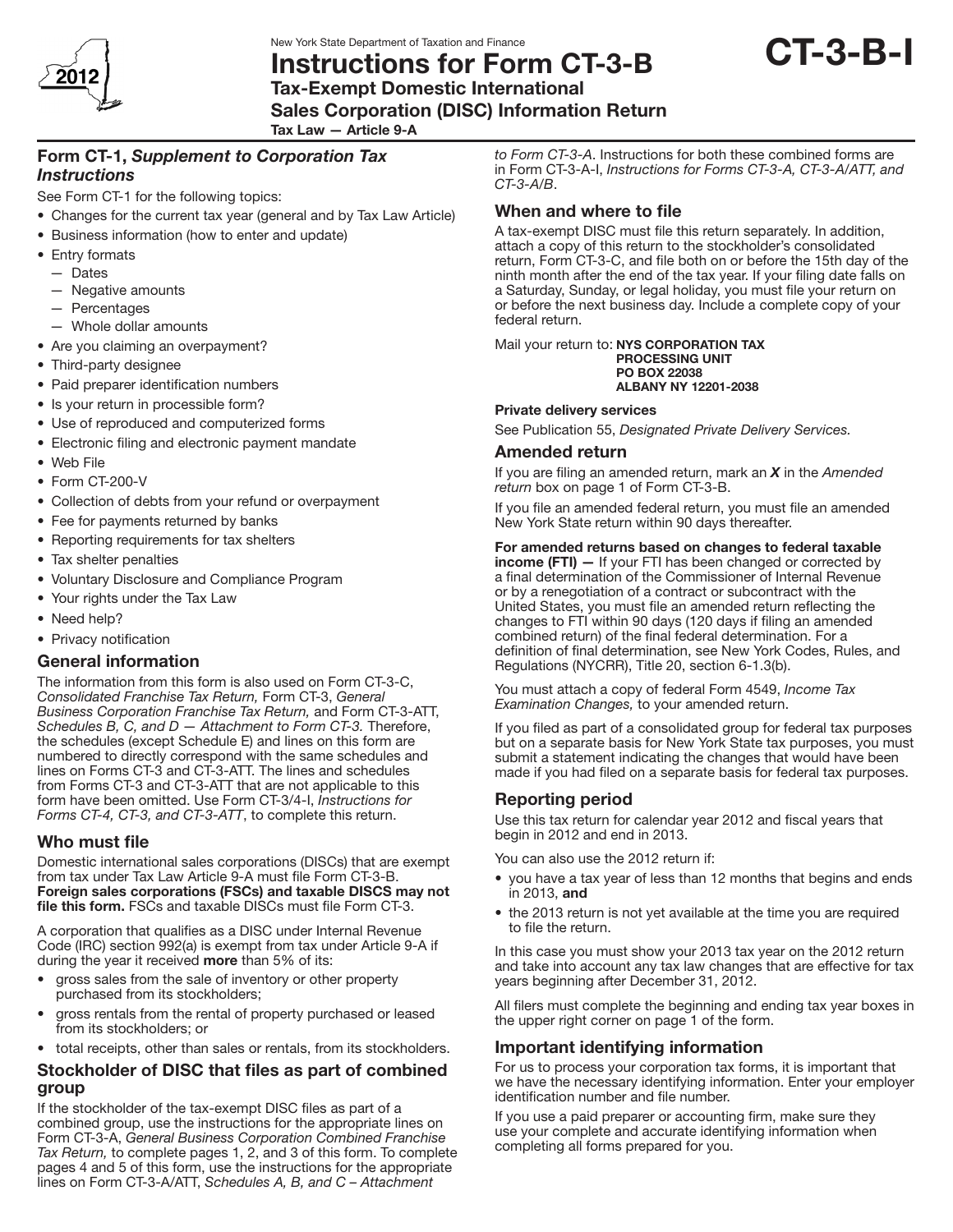New York State Department of Taxation and Finance

# Instructions for Form CT-3-B

## Tax-Exempt Domestic International Sales Corporation (DISC) Information Return

**Tax Law — Article 9-A**

**CT-3-B-I**

2012

### Form CT-1, *Supplement to Corporation Tax Instructions*

See Form CT-1 for the following topics:

- Changes for the current tax year (general and by Tax Law Article)
- Business information (how to enter and update)
- Entry formats
  - Dates
  - Negative amounts
  - Percentages
  - Whole dollar amounts
- Are you claiming an overpayment?
- Third-party designee
- Paid preparer identification numbers
- Is your return in processible form?
- Use of reproduced and computerized forms
- Electronic filing and electronic payment mandate
- Web File
- Form CT-200-V
- Collection of debts from your refund or overpayment
- Fee for payments returned by banks
- Reporting requirements for tax shelters
- Tax shelter penalties
- Voluntary Disclosure and Compliance Program
- Your rights under the Tax Law
- Need help?
- Privacy notification

### General information

The information from this form is also used on Form CT-3-C, *Consolidated Franchise Tax Return,* Form CT-3, *General Business Corporation Franchise Tax Return,* and Form CT-3-ATT, *Schedules B, C, and D — Attachment to Form CT-3.* Therefore, the schedules (except Schedule E) and lines on this form are numbered to directly correspond with the same schedules and lines on Forms CT-3 and CT-3-ATT. The lines and schedules from Forms CT-3 and CT-3-ATT that are not applicable to this form have been omitted. Use Form CT-3/4-I, *Instructions for Forms CT-4, CT-3, and CT-3-ATT*, to complete this return.

### Who must file

Domestic international sales corporations (DISCs) that are exempt from tax under Tax Law Article 9-A must file Form CT-3-B. **Foreign sales corporations (FSCs) and taxable DISCS may not file this form.** FSCs and taxable DISCs must file Form CT-3.

A corporation that qualifies as a DISC under Internal Revenue Code (IRC) section 992(a) is exempt from tax under Article 9-A if during the year it received **more** than 5% of its:

- gross sales from the sale of inventory or other property purchased from its stockholders;
- gross rentals from the rental of property purchased or leased from its stockholders; or
- total receipts, other than sales or rentals, from its stockholders.

### Stockholder of DISC that files as part of combined group

If the stockholder of the tax-exempt DISC files as part of a combined group, use the instructions for the appropriate lines on Form CT-3-A, *General Business Corporation Combined Franchise Tax Return,* to complete pages 1, 2, and 3 of this form. To complete pages 4 and 5 of this form, use the instructions for the appropriate lines on Form CT-3-A/ATT, *Schedules A, B, and C – Attachment to Form CT-3-A*. Instructions for both these combined forms are in Form CT-3-A-I, *Instructions for Forms CT-3-A, CT-3-A/ATT, and CT-3-A/B*.

### When and where to file

A tax-exempt DISC must file this return separately. In addition, attach a copy of this return to the stockholder's consolidated return, Form CT-3-C, and file both on or before the 15th day of the ninth month after the end of the tax year. If your filing date falls on a Saturday, Sunday, or legal holiday, you must file your return on or before the next business day. Include a complete copy of your federal return.

Mail your return to: **NYS CORPORATION TAX PROCESSING UNIT PO BOX 22038 ALBANY NY 12201-2038**

**Private delivery services**

See Publication 55, *Designated Private Delivery Services.*

### Amended return

If you are filing an amended return, mark an ***X*** in the *Amended return* box on page 1 of Form CT-3-B.

If you file an amended federal return, you must file an amended New York State return within 90 days thereafter.

**For amended returns based on changes to federal taxable income (FTI) —** If your FTI has been changed or corrected by a final determination of the Commissioner of Internal Revenue or by a renegotiation of a contract or subcontract with the United States, you must file an amended return reflecting the changes to FTI within 90 days (120 days if filing an amended combined return) of the final federal determination. For a definition of final determination, see New York Codes, Rules, and Regulations (NYCRR), Title 20, section 6-1.3(b).

You must attach a copy of federal Form 4549, *Income Tax Examination Changes,* to your amended return.

If you filed as part of a consolidated group for federal tax purposes but on a separate basis for New York State tax purposes, you must submit a statement indicating the changes that would have been made if you had filed on a separate basis for federal tax purposes.

### Reporting period

Use this tax return for calendar year 2012 and fiscal years that begin in 2012 and end in 2013.

You can also use the 2012 return if:

- you have a tax year of less than 12 months that begins and ends in 2013, **and**
- the 2013 return is not yet available at the time you are required to file the return.

In this case you must show your 2013 tax year on the 2012 return and take into account any tax law changes that are effective for tax years beginning after December 31, 2012.

All filers must complete the beginning and ending tax year boxes in the upper right corner on page 1 of the form.

### Important identifying information

For us to process your corporation tax forms, it is important that we have the necessary identifying information. Enter your employer identification number and file number.

If you use a paid preparer or accounting firm, make sure they use your complete and accurate identifying information when completing all forms prepared for you.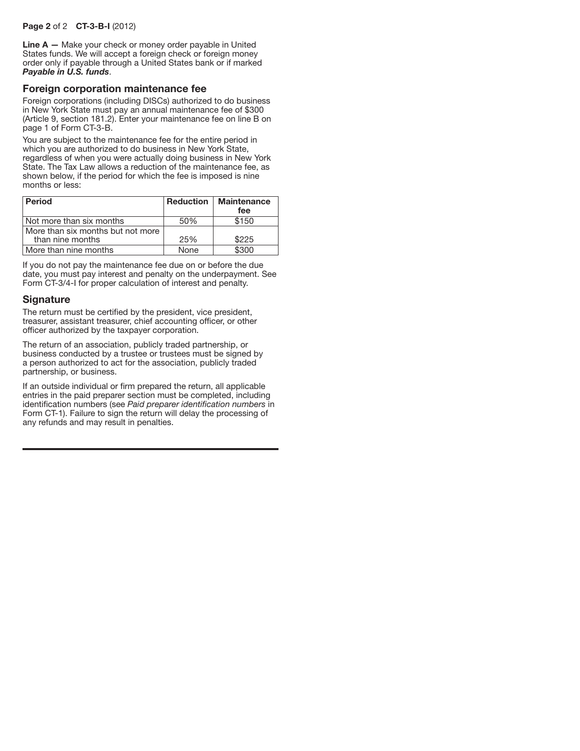**Line A —** Make your check or money order payable in United States funds. We will accept a foreign check or foreign money order only if payable through a United States bank or if marked ***Payable in U.S. funds***.

## Foreign corporation maintenance fee

Foreign corporations (including DISCs) authorized to do business in New York State must pay an annual maintenance fee of $300 (Article 9, section 181.2). Enter your maintenance fee on line B on page 1 of Form CT-3-B.

You are subject to the maintenance fee for the entire period in which you are authorized to do business in New York State, regardless of when you were actually doing business in New York State. The Tax Law allows a reduction of the maintenance fee, as shown below, if the period for which the fee is imposed is nine months or less:

| Period | Reduction | Maintenance fee |
|---|---|---|
| Not more than six months | 50% | $150 |
| More than six months but not more than nine months | 25% | $225 |
| More than nine months | None | $300 |

If you do not pay the maintenance fee due on or before the due date, you must pay interest and penalty on the underpayment. See Form CT-3/4-I for proper calculation of interest and penalty.

## Signature

The return must be certified by the president, vice president, treasurer, assistant treasurer, chief accounting officer, or other officer authorized by the taxpayer corporation.

The return of an association, publicly traded partnership, or business conducted by a trustee or trustees must be signed by a person authorized to act for the association, publicly traded partnership, or business.

If an outside individual or firm prepared the return, all applicable entries in the paid preparer section must be completed, including identification numbers (see *Paid preparer identification numbers* in Form CT-1). Failure to sign the return will delay the processing of any refunds and may result in penalties.